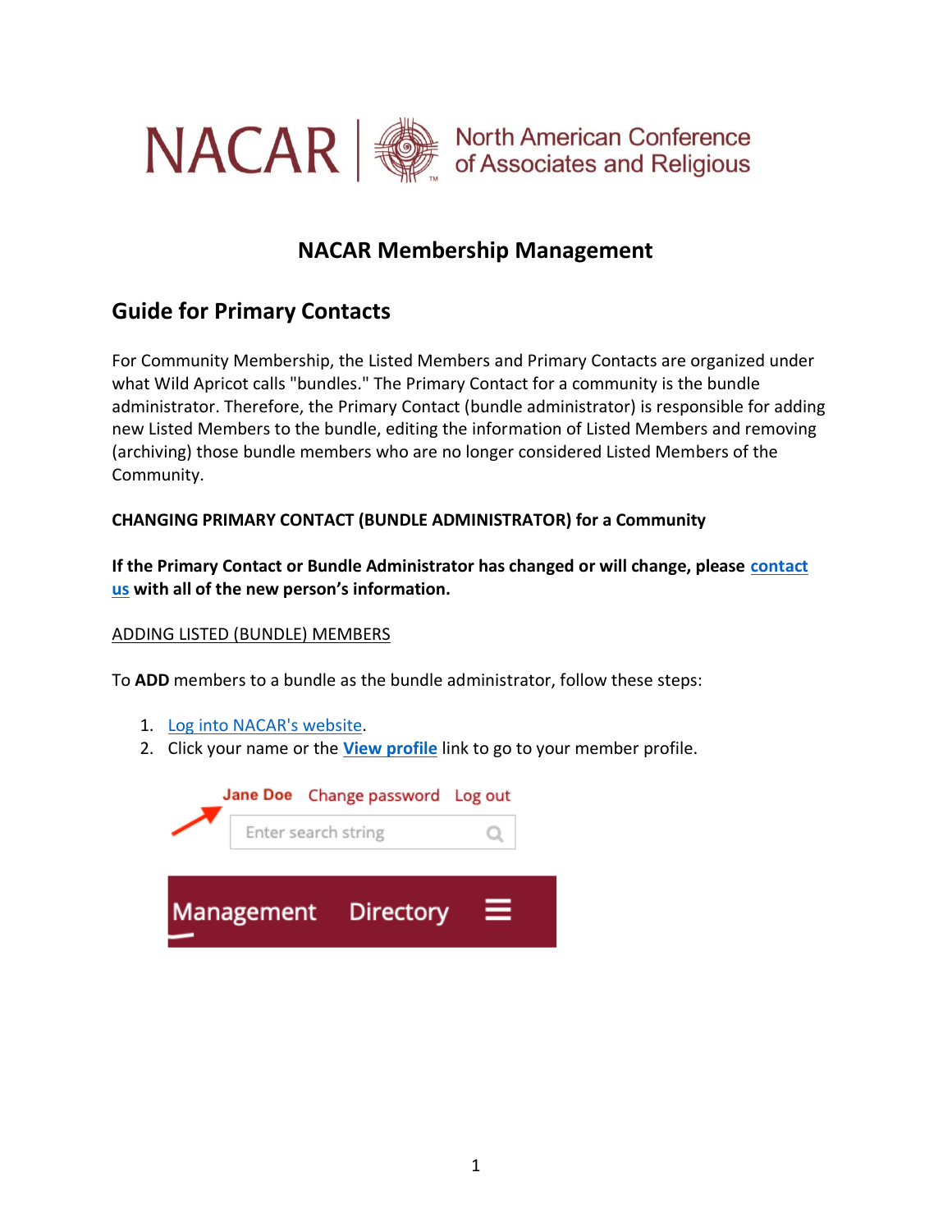NACAR | North American Conference of Associates and Religious

# NACAR Membership Management

## Guide for Primary Contacts

For Community Membership, the Listed Members and Primary Contacts are organized under what Wild Apricot calls "bundles." The Primary Contact for a community is the bundle administrator. Therefore, the Primary Contact (bundle administrator) is responsible for adding new Listed Members to the bundle, editing the information of Listed Members and removing (archiving) those bundle members who are no longer considered Listed Members of the Community.

**CHANGING PRIMARY CONTACT (BUNDLE ADMINISTRATOR) for a Community**

**If the Primary Contact or Bundle Administrator has changed or will change, please contact us with all of the new person's information.**

ADDING LISTED (BUNDLE) MEMBERS

To **ADD** members to a bundle as the bundle administrator, follow these steps:

1. Log into NACAR's website.
2. Click your name or the **View profile** link to go to your member profile.

Jane Doe   Change password   Log out

Enter search string

Management   Directory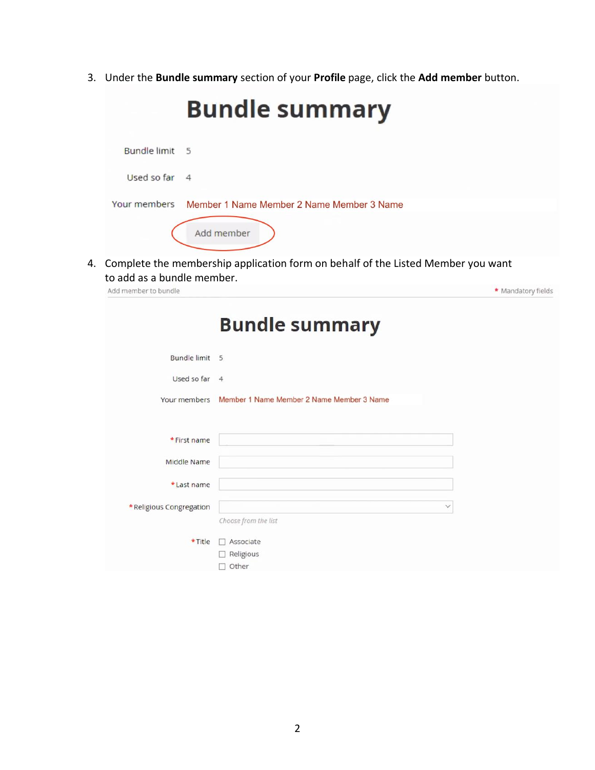3. Under the **Bundle summary** section of your **Profile** page, click the **Add member** button.

# Bundle summary

Bundle limit 5

Used so far 4

Your members Member 1 Name Member 2 Name Member 3 Name

Add member

4. Complete the membership application form on behalf of the Listed Member you want to add as a bundle member.

Add member to bundle * Mandatory fields

# Bundle summary

Bundle limit 5

Used so far 4

Your members Member 1 Name Member 2 Name Member 3 Name

* First name

Middle Name

* Last name

* Religious Congregation

*Choose from the list*

* Title

- ☐ Associate
- ☐ Religious
- ☐ Other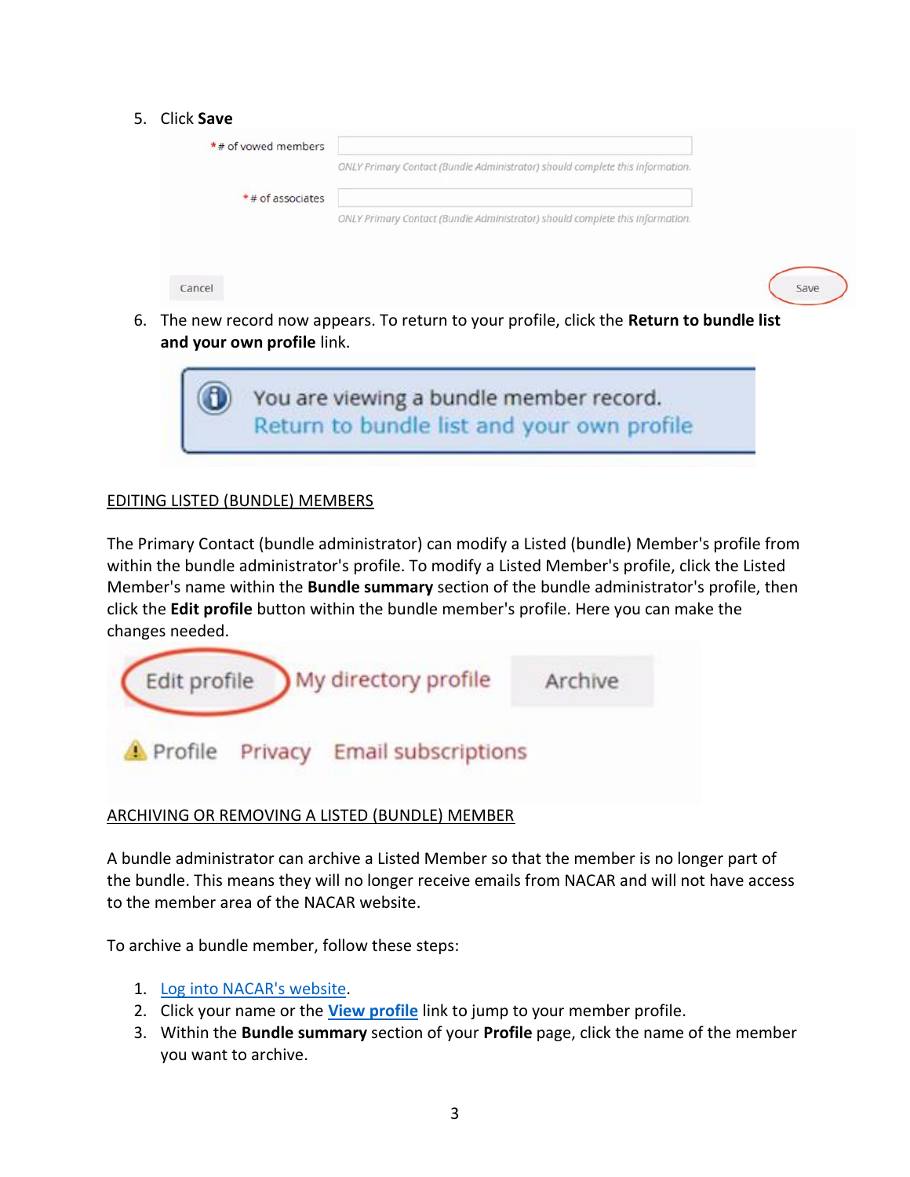5. Click **Save**

   \* # of vowed members

   *ONLY Primary Contact (Bundle Administrator) should complete this information.*

   \* # of associates

   *ONLY Primary Contact (Bundle Administrator) should complete this information.*

   Cancel    Save

6. The new record now appears. To return to your profile, click the **Return to bundle list and your own profile** link.

   You are viewing a bundle member record.
   Return to bundle list and your own profile

EDITING LISTED (BUNDLE) MEMBERS

The Primary Contact (bundle administrator) can modify a Listed (bundle) Member's profile from within the bundle administrator's profile. To modify a Listed Member's profile, click the Listed Member's name within the **Bundle summary** section of the bundle administrator's profile, then click the **Edit profile** button within the bundle member's profile. Here you can make the changes needed.

Edit profile    My directory profile    Archive

Profile    Privacy    Email subscriptions

ARCHIVING OR REMOVING A LISTED (BUNDLE) MEMBER

A bundle administrator can archive a Listed Member so that the member is no longer part of the bundle. This means they will no longer receive emails from NACAR and will not have access to the member area of the NACAR website.

To archive a bundle member, follow these steps:

1. Log into NACAR's website.
2. Click your name or the **View profile** link to jump to your member profile.
3. Within the **Bundle summary** section of your **Profile** page, click the name of the member you want to archive.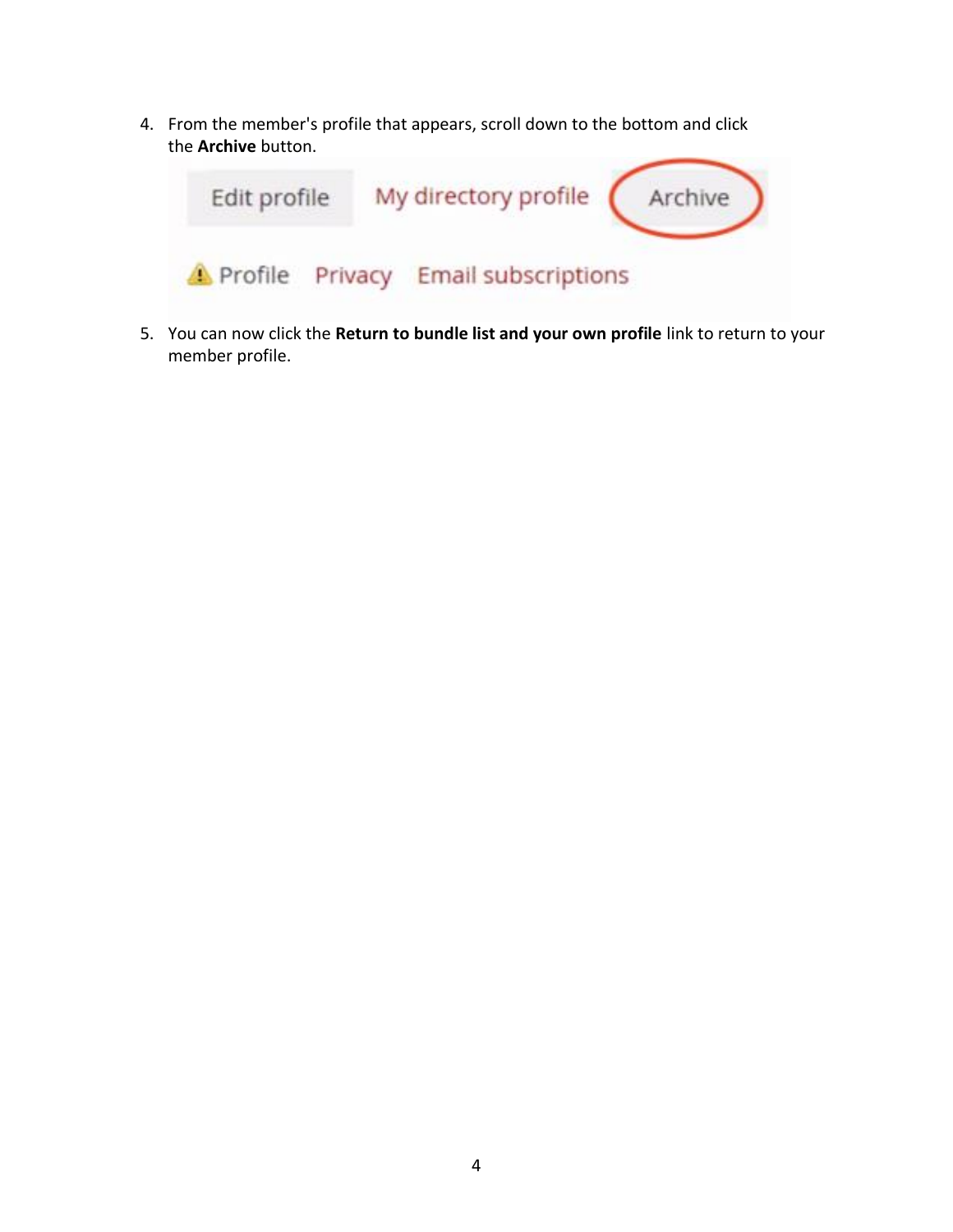4. From the member's profile that appears, scroll down to the bottom and click the **Archive** button.

Edit profile My directory profile Archive

Profile Privacy Email subscriptions

5. You can now click the **Return to bundle list and your own profile** link to return to your member profile.